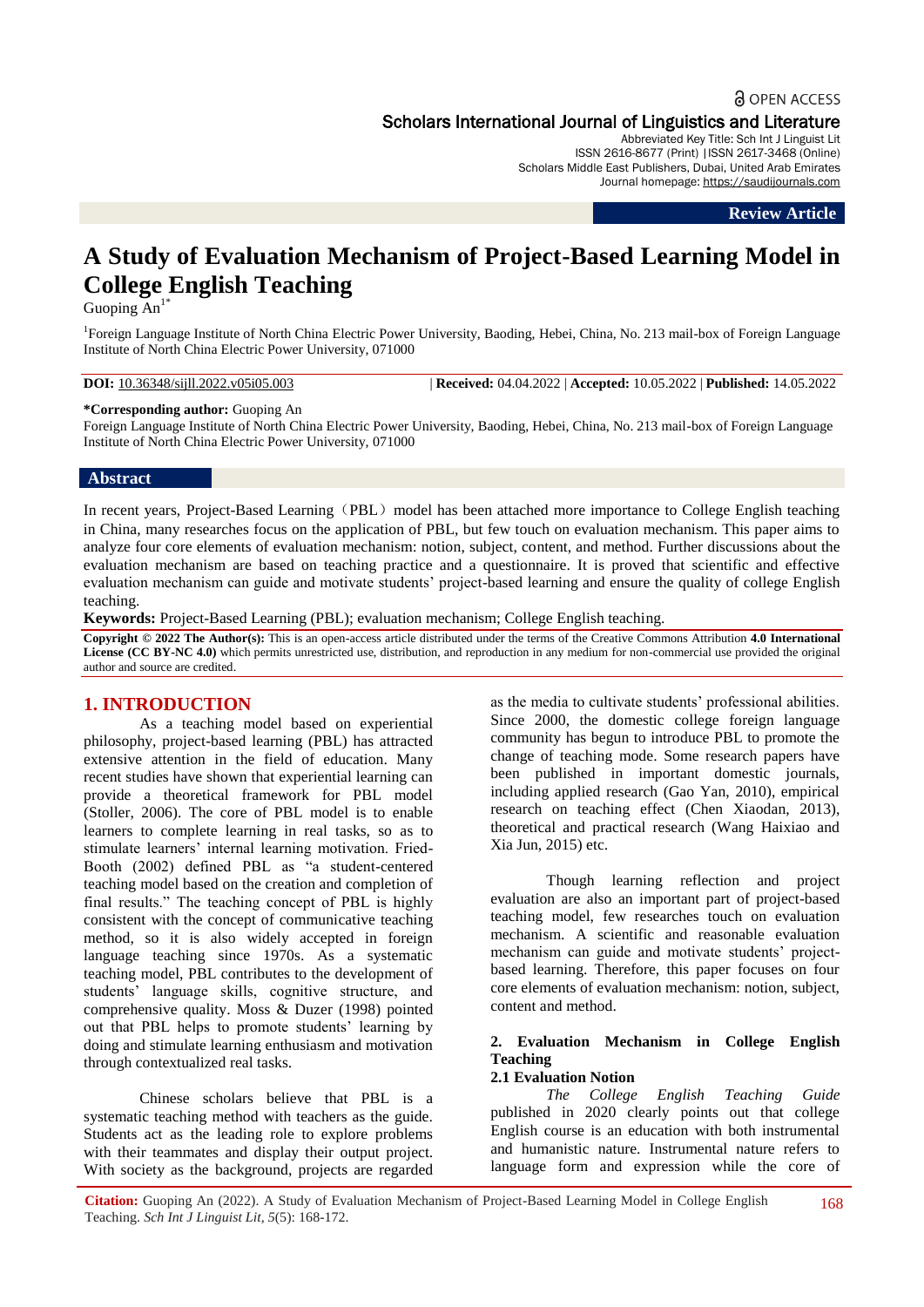OPEN ACCESS

Scholars International Journal of Linguistics and Literature

Abbreviated Key Title: Sch Int J Linguist Lit
ISSN 2616-8677 (Print) |ISSN 2617-3468 (Online)
Scholars Middle East Publishers, Dubai, United Arab Emirates
Journal homepage: https://saudijournals.com

**Review Article**

# A Study of Evaluation Mechanism of Project-Based Learning Model in College English Teaching

Guoping An[1*]

[1]Foreign Language Institute of North China Electric Power University, Baoding, Hebei, China, No. 213 mail-box of Foreign Language Institute of North China Electric Power University, 071000

**DOI:** 10.36348/sijll.2022.v05i05.003 | **Received:** 04.04.2022 | **Accepted:** 10.05.2022 | **Published:** 14.05.2022

**\*Corresponding author:** Guoping An
Foreign Language Institute of North China Electric Power University, Baoding, Hebei, China, No. 213 mail-box of Foreign Language Institute of North China Electric Power University, 071000

## Abstract

In recent years, Project-Based Learning（PBL）model has been attached more importance to College English teaching in China, many researches focus on the application of PBL, but few touch on evaluation mechanism. This paper aims to analyze four core elements of evaluation mechanism: notion, subject, content, and method. Further discussions about the evaluation mechanism are based on teaching practice and a questionnaire. It is proved that scientific and effective evaluation mechanism can guide and motivate students' project-based learning and ensure the quality of college English teaching.

**Keywords:** Project-Based Learning (PBL); evaluation mechanism; College English teaching.

**Copyright © 2022 The Author(s):** This is an open-access article distributed under the terms of the Creative Commons Attribution **4.0 International License (CC BY-NC 4.0)** which permits unrestricted use, distribution, and reproduction in any medium for non-commercial use provided the original author and source are credited.

## 1. INTRODUCTION

As a teaching model based on experiential philosophy, project-based learning (PBL) has attracted extensive attention in the field of education. Many recent studies have shown that experiential learning can provide a theoretical framework for PBL model (Stoller, 2006). The core of PBL model is to enable learners to complete learning in real tasks, so as to stimulate learners' internal learning motivation. Fried-Booth (2002) defined PBL as "a student-centered teaching model based on the creation and completion of final results." The teaching concept of PBL is highly consistent with the concept of communicative teaching method, so it is also widely accepted in foreign language teaching since 1970s. As a systematic teaching model, PBL contributes to the development of students' language skills, cognitive structure, and comprehensive quality. Moss & Duzer (1998) pointed out that PBL helps to promote students' learning by doing and stimulate learning enthusiasm and motivation through contextualized real tasks.

Chinese scholars believe that PBL is a systematic teaching method with teachers as the guide. Students act as the leading role to explore problems with their teammates and display their output project. With society as the background, projects are regarded as the media to cultivate students' professional abilities. Since 2000, the domestic college foreign language community has begun to introduce PBL to promote the change of teaching mode. Some research papers have been published in important domestic journals, including applied research (Gao Yan, 2010), empirical research on teaching effect (Chen Xiaodan, 2013), theoretical and practical research (Wang Haixiao and Xia Jun, 2015) etc.

Though learning reflection and project evaluation are also an important part of project-based teaching model, few researches touch on evaluation mechanism. A scientific and reasonable evaluation mechanism can guide and motivate students' project-based learning. Therefore, this paper focuses on four core elements of evaluation mechanism: notion, subject, content and method.

## 2. Evaluation Mechanism in College English Teaching

### 2.1 Evaluation Notion

*The College English Teaching Guide* published in 2020 clearly points out that college English course is an education with both instrumental and humanistic nature. Instrumental nature refers to language form and expression while the core of

**Citation:** Guoping An (2022). A Study of Evaluation Mechanism of Project-Based Learning Model in College English Teaching. *Sch Int J Linguist Lit, 5*(5): 168-172.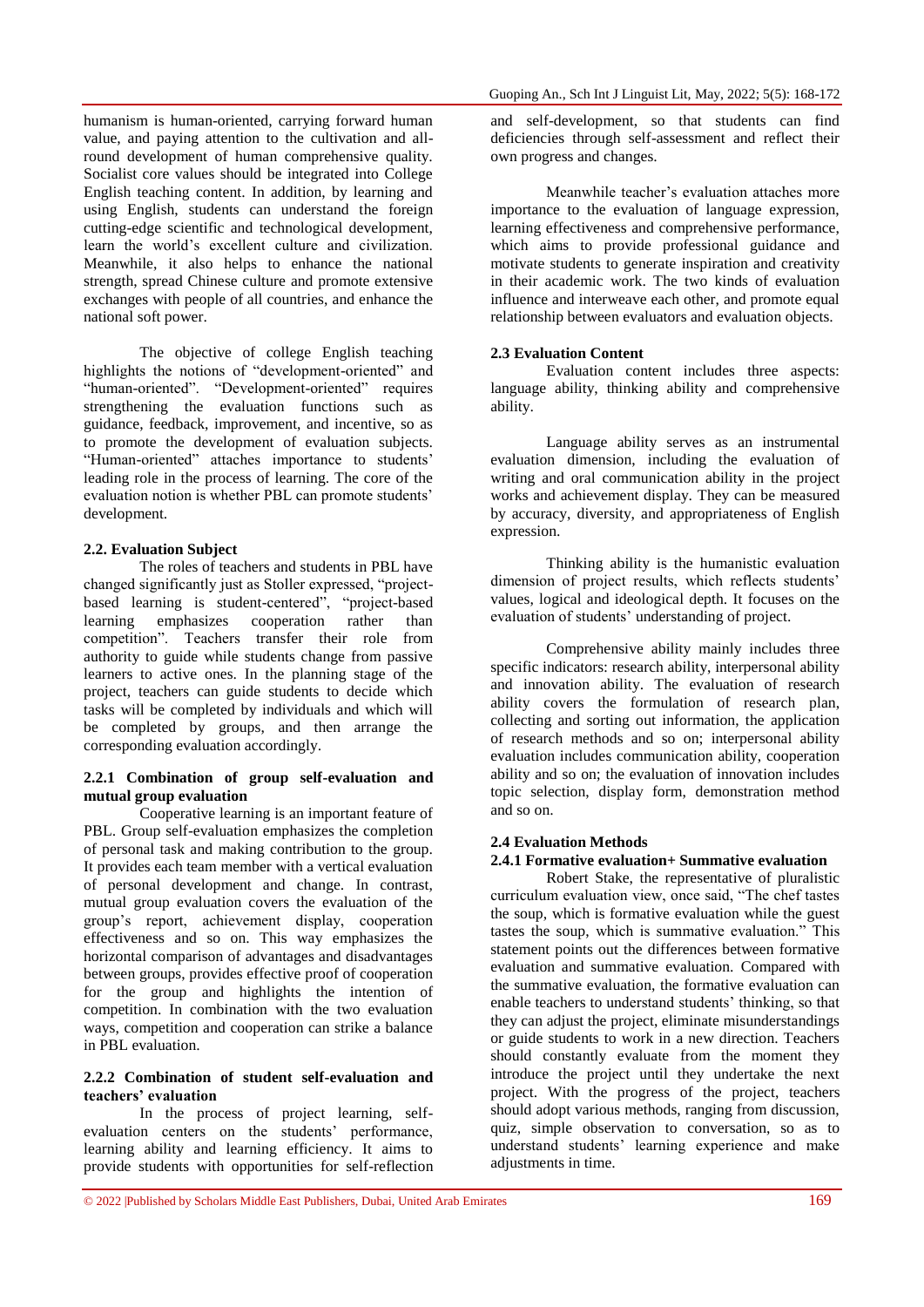humanism is human-oriented, carrying forward human value, and paying attention to the cultivation and all-round development of human comprehensive quality. Socialist core values should be integrated into College English teaching content. In addition, by learning and using English, students can understand the foreign cutting-edge scientific and technological development, learn the world's excellent culture and civilization. Meanwhile, it also helps to enhance the national strength, spread Chinese culture and promote extensive exchanges with people of all countries, and enhance the national soft power.

The objective of college English teaching highlights the notions of "development-oriented" and "human-oriented". "Development-oriented" requires strengthening the evaluation functions such as guidance, feedback, improvement, and incentive, so as to promote the development of evaluation subjects. "Human-oriented" attaches importance to students' leading role in the process of learning. The core of the evaluation notion is whether PBL can promote students' development.

### 2.2. Evaluation Subject

The roles of teachers and students in PBL have changed significantly just as Stoller expressed, "project-based learning is student-centered", "project-based learning emphasizes cooperation rather than competition". Teachers transfer their role from authority to guide while students change from passive learners to active ones. In the planning stage of the project, teachers can guide students to decide which tasks will be completed by individuals and which will be completed by groups, and then arrange the corresponding evaluation accordingly.

#### 2.2.1 Combination of group self-evaluation and mutual group evaluation

Cooperative learning is an important feature of PBL. Group self-evaluation emphasizes the completion of personal task and making contribution to the group. It provides each team member with a vertical evaluation of personal development and change. In contrast, mutual group evaluation covers the evaluation of the group's report, achievement display, cooperation effectiveness and so on. This way emphasizes the horizontal comparison of advantages and disadvantages between groups, provides effective proof of cooperation for the group and highlights the intention of competition. In combination with the two evaluation ways, competition and cooperation can strike a balance in PBL evaluation.

#### 2.2.2 Combination of student self-evaluation and teachers' evaluation

In the process of project learning, self-evaluation centers on the students' performance, learning ability and learning efficiency. It aims to provide students with opportunities for self-reflection and self-development, so that students can find deficiencies through self-assessment and reflect their own progress and changes.

Meanwhile teacher's evaluation attaches more importance to the evaluation of language expression, learning effectiveness and comprehensive performance, which aims to provide professional guidance and motivate students to generate inspiration and creativity in their academic work. The two kinds of evaluation influence and interweave each other, and promote equal relationship between evaluators and evaluation objects.

### 2.3 Evaluation Content

Evaluation content includes three aspects: language ability, thinking ability and comprehensive ability.

Language ability serves as an instrumental evaluation dimension, including the evaluation of writing and oral communication ability in the project works and achievement display. They can be measured by accuracy, diversity, and appropriateness of English expression.

Thinking ability is the humanistic evaluation dimension of project results, which reflects students' values, logical and ideological depth. It focuses on the evaluation of students' understanding of project.

Comprehensive ability mainly includes three specific indicators: research ability, interpersonal ability and innovation ability. The evaluation of research ability covers the formulation of research plan, collecting and sorting out information, the application of research methods and so on; interpersonal ability evaluation includes communication ability, cooperation ability and so on; the evaluation of innovation includes topic selection, display form, demonstration method and so on.

### 2.4 Evaluation Methods

#### 2.4.1 Formative evaluation+ Summative evaluation

Robert Stake, the representative of pluralistic curriculum evaluation view, once said, "The chef tastes the soup, which is formative evaluation while the guest tastes the soup, which is summative evaluation." This statement points out the differences between formative evaluation and summative evaluation. Compared with the summative evaluation, the formative evaluation can enable teachers to understand students' thinking, so that they can adjust the project, eliminate misunderstandings or guide students to work in a new direction. Teachers should constantly evaluate from the moment they introduce the project until they undertake the next project. With the progress of the project, teachers should adopt various methods, ranging from discussion, quiz, simple observation to conversation, so as to understand students' learning experience and make adjustments in time.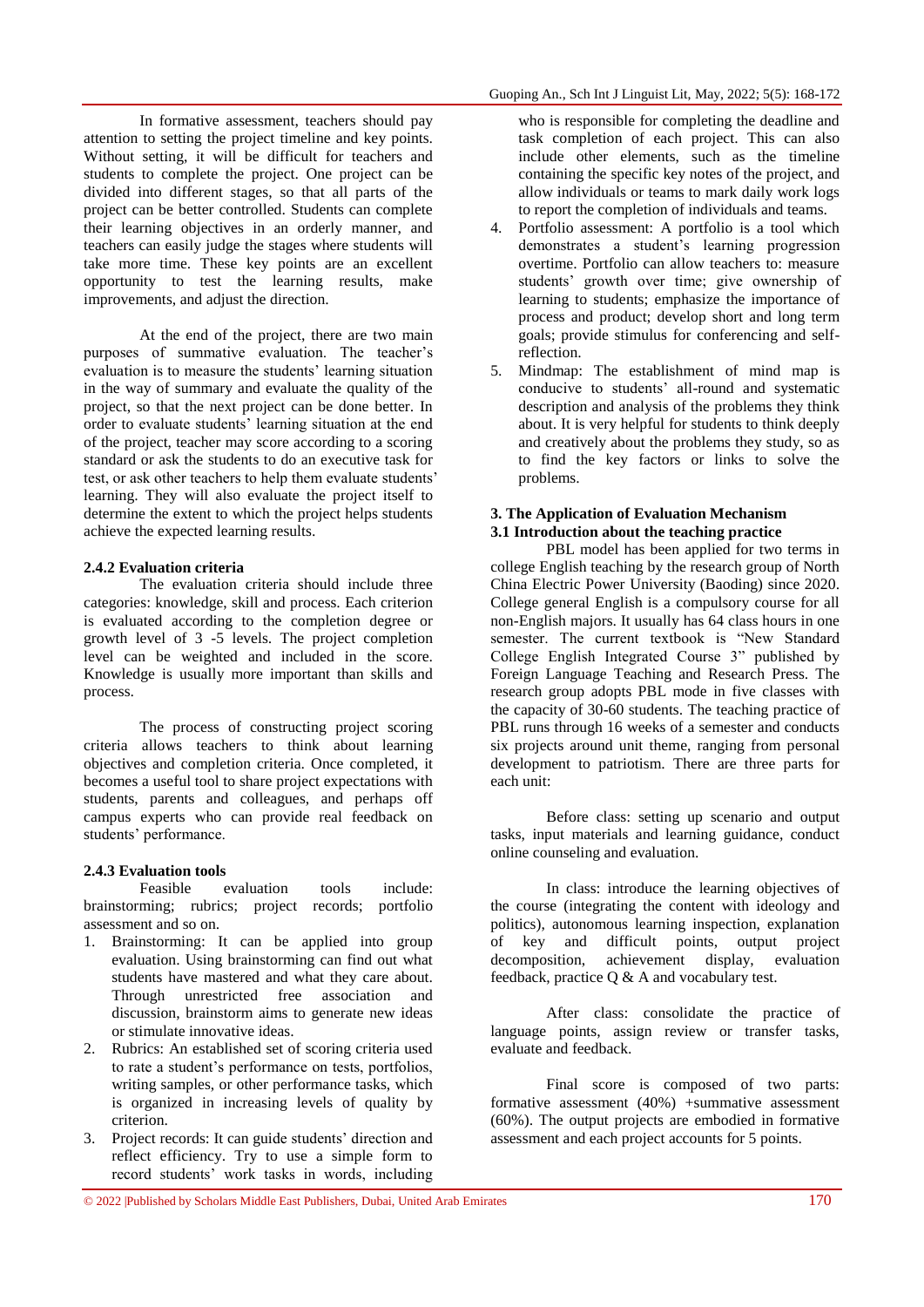In formative assessment, teachers should pay attention to setting the project timeline and key points. Without setting, it will be difficult for teachers and students to complete the project. One project can be divided into different stages, so that all parts of the project can be better controlled. Students can complete their learning objectives in an orderly manner, and teachers can easily judge the stages where students will take more time. These key points are an excellent opportunity to test the learning results, make improvements, and adjust the direction.

At the end of the project, there are two main purposes of summative evaluation. The teacher's evaluation is to measure the students' learning situation in the way of summary and evaluate the quality of the project, so that the next project can be done better. In order to evaluate students' learning situation at the end of the project, teacher may score according to a scoring standard or ask the students to do an executive task for test, or ask other teachers to help them evaluate students' learning. They will also evaluate the project itself to determine the extent to which the project helps students achieve the expected learning results.

### 2.4.2 Evaluation criteria

The evaluation criteria should include three categories: knowledge, skill and process. Each criterion is evaluated according to the completion degree or growth level of 3 -5 levels. The project completion level can be weighted and included in the score. Knowledge is usually more important than skills and process.

The process of constructing project scoring criteria allows teachers to think about learning objectives and completion criteria. Once completed, it becomes a useful tool to share project expectations with students, parents and colleagues, and perhaps off campus experts who can provide real feedback on students' performance.

### 2.4.3 Evaluation tools

Feasible evaluation tools include: brainstorming; rubrics; project records; portfolio assessment and so on.

1. Brainstorming: It can be applied into group evaluation. Using brainstorming can find out what students have mastered and what they care about. Through unrestricted free association and discussion, brainstorm aims to generate new ideas or stimulate innovative ideas.
2. Rubrics: An established set of scoring criteria used to rate a student's performance on tests, portfolios, writing samples, or other performance tasks, which is organized in increasing levels of quality by criterion.
3. Project records: It can guide students' direction and reflect efficiency. Try to use a simple form to record students' work tasks in words, including who is responsible for completing the deadline and task completion of each project. This can also include other elements, such as the timeline containing the specific key notes of the project, and allow individuals or teams to mark daily work logs to report the completion of individuals and teams.
4. Portfolio assessment: A portfolio is a tool which demonstrates a student's learning progression overtime. Portfolio can allow teachers to: measure students' growth over time; give ownership of learning to students; emphasize the importance of process and product; develop short and long term goals; provide stimulus for conferencing and self-reflection.
5. Mindmap: The establishment of mind map is conducive to students' all-round and systematic description and analysis of the problems they think about. It is very helpful for students to think deeply and creatively about the problems they study, so as to find the key factors or links to solve the problems.

## 3. The Application of Evaluation Mechanism

### 3.1 Introduction about the teaching practice

PBL model has been applied for two terms in college English teaching by the research group of North China Electric Power University (Baoding) since 2020. College general English is a compulsory course for all non-English majors. It usually has 64 class hours in one semester. The current textbook is "New Standard College English Integrated Course 3" published by Foreign Language Teaching and Research Press. The research group adopts PBL mode in five classes with the capacity of 30-60 students. The teaching practice of PBL runs through 16 weeks of a semester and conducts six projects around unit theme, ranging from personal development to patriotism. There are three parts for each unit:

Before class: setting up scenario and output tasks, input materials and learning guidance, conduct online counseling and evaluation.

In class: introduce the learning objectives of the course (integrating the content with ideology and politics), autonomous learning inspection, explanation of key and difficult points, output project decomposition, achievement display, evaluation feedback, practice Q & A and vocabulary test.

After class: consolidate the practice of language points, assign review or transfer tasks, evaluate and feedback.

Final score is composed of two parts: formative assessment (40%) +summative assessment (60%). The output projects are embodied in formative assessment and each project accounts for 5 points.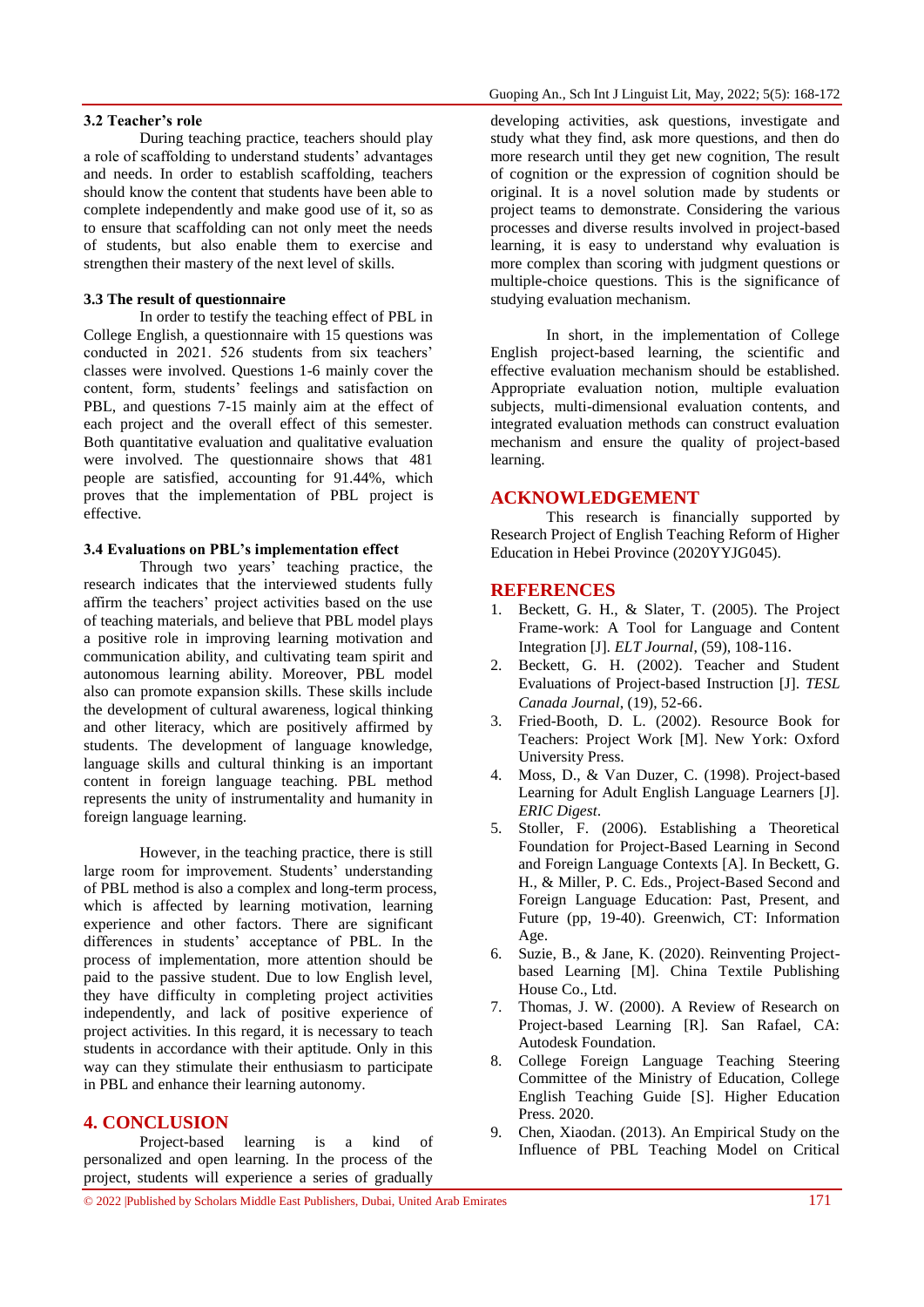### 3.2 Teacher's role

During teaching practice, teachers should play a role of scaffolding to understand students' advantages and needs. In order to establish scaffolding, teachers should know the content that students have been able to complete independently and make good use of it, so as to ensure that scaffolding can not only meet the needs of students, but also enable them to exercise and strengthen their mastery of the next level of skills.

### 3.3 The result of questionnaire

In order to testify the teaching effect of PBL in College English, a questionnaire with 15 questions was conducted in 2021. 526 students from six teachers' classes were involved. Questions 1-6 mainly cover the content, form, students' feelings and satisfaction on PBL, and questions 7-15 mainly aim at the effect of each project and the overall effect of this semester. Both quantitative evaluation and qualitative evaluation were involved. The questionnaire shows that 481 people are satisfied, accounting for 91.44%, which proves that the implementation of PBL project is effective.

### 3.4 Evaluations on PBL's implementation effect

Through two years' teaching practice, the research indicates that the interviewed students fully affirm the teachers' project activities based on the use of teaching materials, and believe that PBL model plays a positive role in improving learning motivation and communication ability, and cultivating team spirit and autonomous learning ability. Moreover, PBL model also can promote expansion skills. These skills include the development of cultural awareness, logical thinking and other literacy, which are positively affirmed by students. The development of language knowledge, language skills and cultural thinking is an important content in foreign language teaching. PBL method represents the unity of instrumentality and humanity in foreign language learning.

However, in the teaching practice, there is still large room for improvement. Students' understanding of PBL method is also a complex and long-term process, which is affected by learning motivation, learning experience and other factors. There are significant differences in students' acceptance of PBL. In the process of implementation, more attention should be paid to the passive student. Due to low English level, they have difficulty in completing project activities independently, and lack of positive experience of project activities. In this regard, it is necessary to teach students in accordance with their aptitude. Only in this way can they stimulate their enthusiasm to participate in PBL and enhance their learning autonomy.

## 4. CONCLUSION

Project-based learning is a kind of personalized and open learning. In the process of the project, students will experience a series of gradually developing activities, ask questions, investigate and study what they find, ask more questions, and then do more research until they get new cognition, The result of cognition or the expression of cognition should be original. It is a novel solution made by students or project teams to demonstrate. Considering the various processes and diverse results involved in project-based learning, it is easy to understand why evaluation is more complex than scoring with judgment questions or multiple-choice questions. This is the significance of studying evaluation mechanism.

In short, in the implementation of College English project-based learning, the scientific and effective evaluation mechanism should be established. Appropriate evaluation notion, multiple evaluation subjects, multi-dimensional evaluation contents, and integrated evaluation methods can construct evaluation mechanism and ensure the quality of project-based learning.

## ACKNOWLEDGEMENT

This research is financially supported by Research Project of English Teaching Reform of Higher Education in Hebei Province (2020YYJG045).

## REFERENCES

1. Beckett, G. H., & Slater, T. (2005). The Project Frame-work: A Tool for Language and Content Integration [J]. *ELT Journal*, (59), 108-116.
2. Beckett, G. H. (2002). Teacher and Student Evaluations of Project-based Instruction [J]. *TESL Canada Journal*, (19), 52-66.
3. Fried-Booth, D. L. (2002). Resource Book for Teachers: Project Work [M]. New York: Oxford University Press.
4. Moss, D., & Van Duzer, C. (1998). Project-based Learning for Adult English Language Learners [J]. *ERIC Digest*.
5. Stoller, F. (2006). Establishing a Theoretical Foundation for Project-Based Learning in Second and Foreign Language Contexts [A]. In Beckett, G. H., & Miller, P. C. Eds., Project-Based Second and Foreign Language Education: Past, Present, and Future (pp, 19-40). Greenwich, CT: Information Age.
6. Suzie, B., & Jane, K. (2020). Reinventing Project-based Learning [M]. China Textile Publishing House Co., Ltd.
7. Thomas, J. W. (2000). A Review of Research on Project-based Learning [R]. San Rafael, CA: Autodesk Foundation.
8. College Foreign Language Teaching Steering Committee of the Ministry of Education, College English Teaching Guide [S]. Higher Education Press. 2020.
9. Chen, Xiaodan. (2013). An Empirical Study on the Influence of PBL Teaching Model on Critical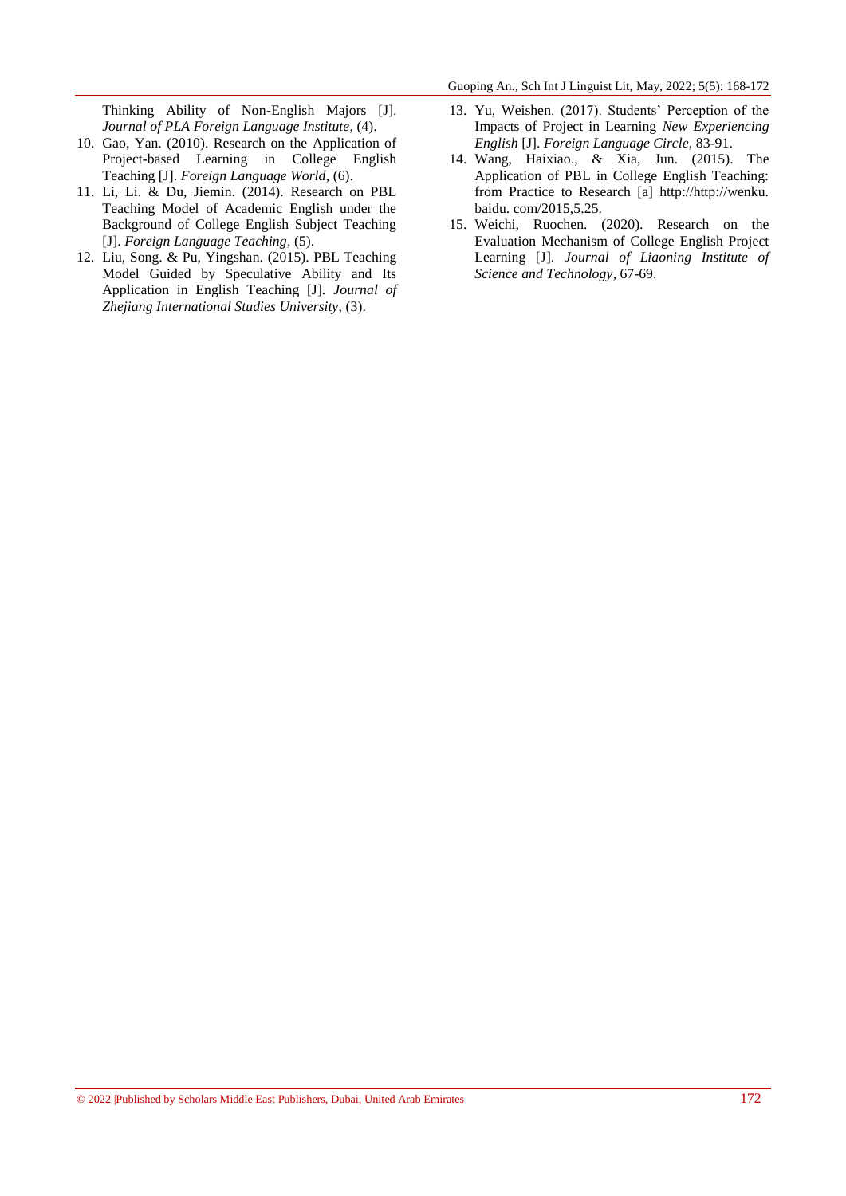Thinking Ability of Non-English Majors [J]. *Journal of PLA Foreign Language Institute*, (4).

10. Gao, Yan. (2010). Research on the Application of Project-based Learning in College English Teaching [J]. *Foreign Language World*, (6).
11. Li, Li. & Du, Jiemin. (2014). Research on PBL Teaching Model of Academic English under the Background of College English Subject Teaching [J]. *Foreign Language Teaching*, (5).
12. Liu, Song. & Pu, Yingshan. (2015). PBL Teaching Model Guided by Speculative Ability and Its Application in English Teaching [J]. *Journal of Zhejiang International Studies University*, (3).
13. Yu, Weishen. (2017). Students' Perception of the Impacts of Project in Learning *New Experiencing English* [J]. *Foreign Language Circle*, 83-91.
14. Wang, Haixiao., & Xia, Jun. (2015). The Application of PBL in College English Teaching: from Practice to Research [a] http://http://wenku. baidu. com/2015,5.25.
15. Weichi, Ruochen. (2020). Research on the Evaluation Mechanism of College English Project Learning [J]. *Journal of Liaoning Institute of Science and Technology*, 67-69.